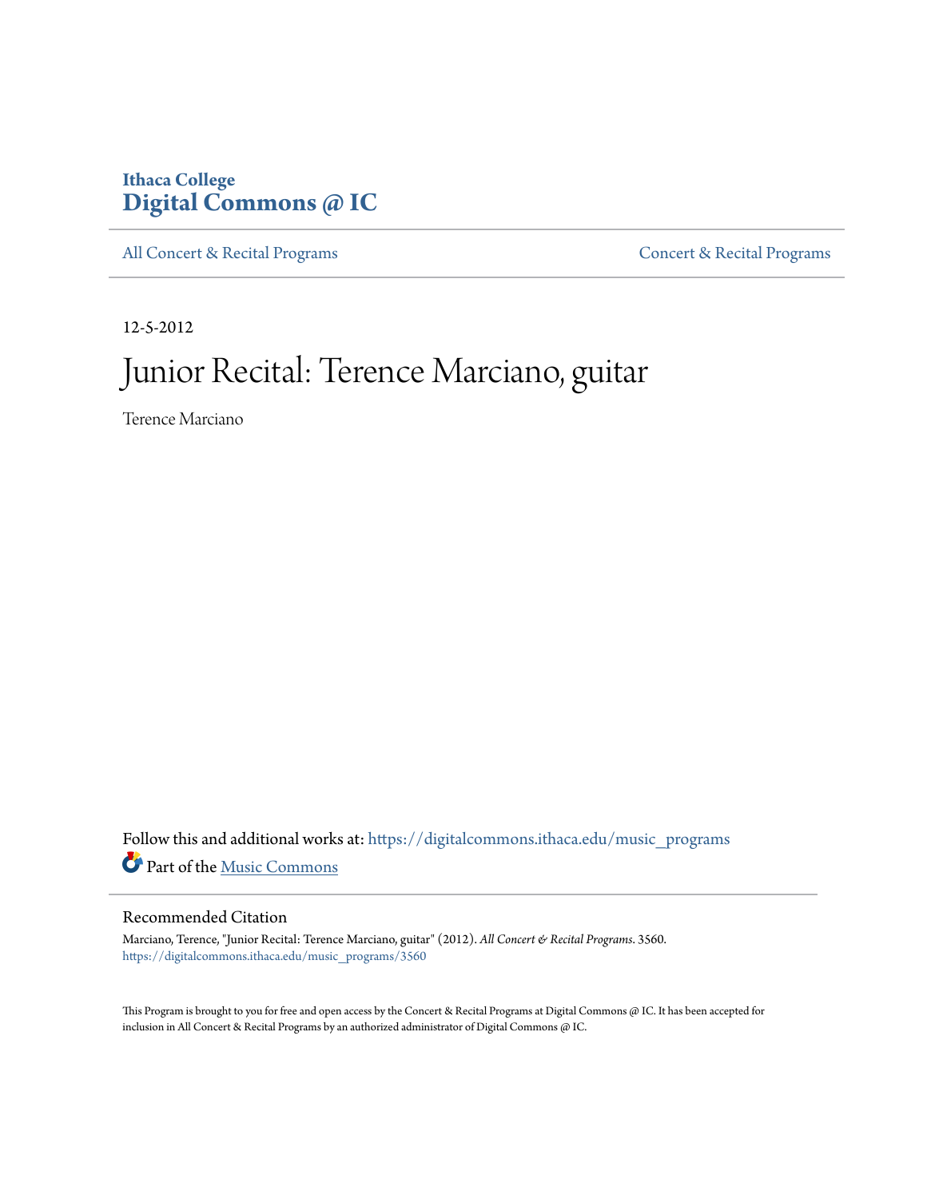Ithaca College
**Digital Commons @ IC**

All Concert & Recital Programs | Concert & Recital Programs

12-5-2012

# Junior Recital: Terence Marciano, guitar

Terence Marciano

Follow this and additional works at: https://digitalcommons.ithaca.edu/music_programs

Part of the Music Commons

## Recommended Citation

Marciano, Terence, "Junior Recital: Terence Marciano, guitar" (2012). *All Concert & Recital Programs*. 3560.
https://digitalcommons.ithaca.edu/music_programs/3560

This Program is brought to you for free and open access by the Concert & Recital Programs at Digital Commons @ IC. It has been accepted for inclusion in All Concert & Recital Programs by an authorized administrator of Digital Commons @ IC.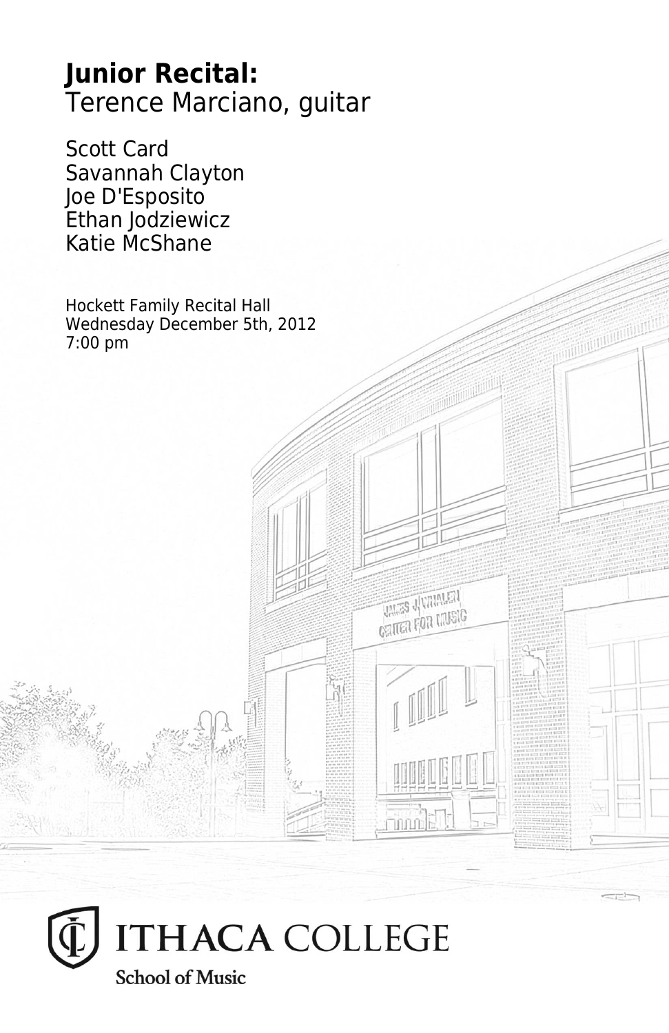**Junior Recital:**
Terence Marciano, guitar

Scott Card
Savannah Clayton
Joe D'Esposito
Ethan Jodziewicz
Katie McShane

Hockett Family Recital Hall
Wednesday December 5th, 2012
7:00 pm

ITHACA COLLEGE
School of Music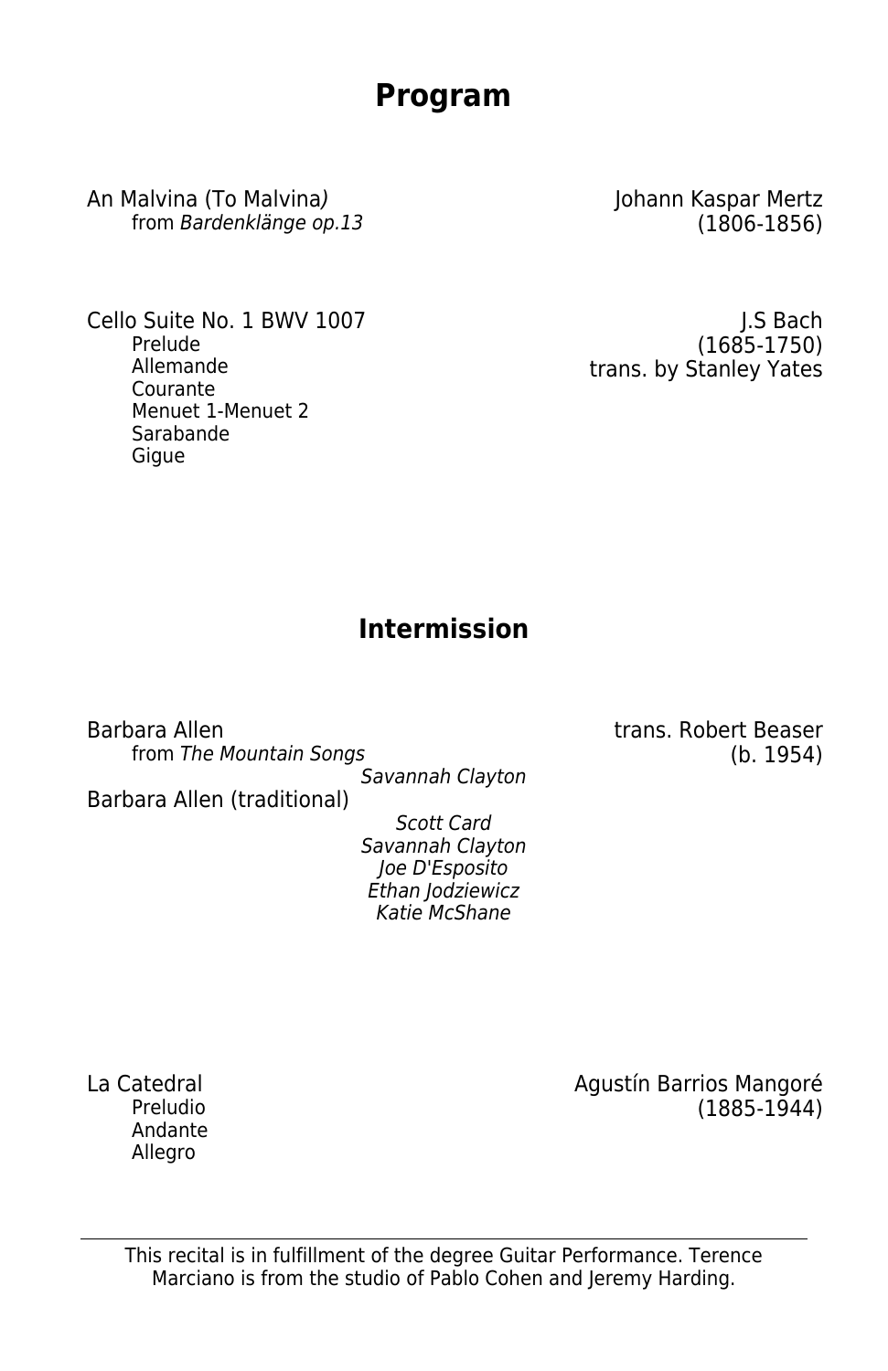# Program

An Malvina (To Malvina) — Johann Kaspar Mertz
from *Bardenklänge op.13* — (1806-1856)

Cello Suite No. 1 BWV 1007 — J.S Bach
(1685-1750)
trans. by Stanley Yates

- Prelude
- Allemande
- Courante
- Menuet 1-Menuet 2
- Sarabande
- Gigue

## Intermission

Barbara Allen — trans. Robert Beaser
from *The Mountain Songs* — (b. 1954)

*Savannah Clayton*

Barbara Allen (traditional)

*Scott Card*
*Savannah Clayton*
*Joe D'Esposito*
*Ethan Jodziewicz*
*Katie McShane*

La Catedral — Agustín Barrios Mangoré
(1885-1944)

- Preludio
- Andante
- Allegro

---

This recital is in fulfillment of the degree Guitar Performance. Terence Marciano is from the studio of Pablo Cohen and Jeremy Harding.